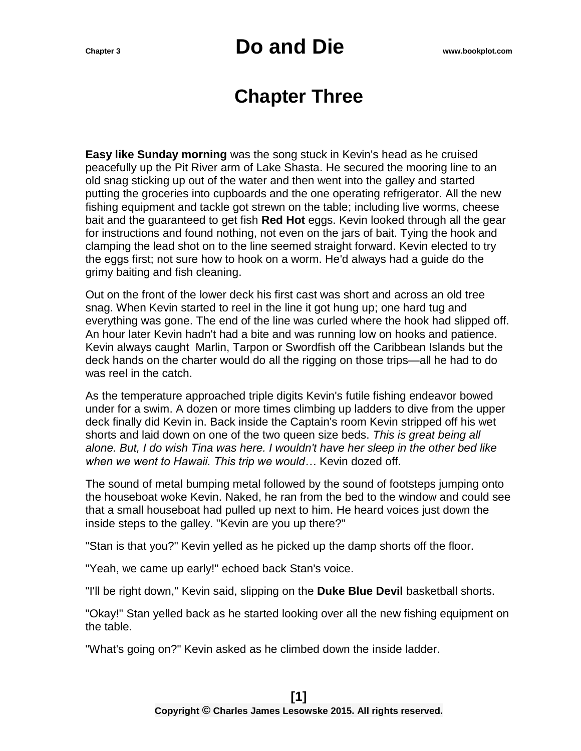# Chapter Three

**Easy like Sunday morning** was the song stuck in Kevin's head as he cruised peacefully up the Pit River arm of Lake Shasta. He secured the mooring line to an old snag sticking up out of the water and then went into the galley and started putting the groceries into cupboards and the one operating refrigerator. All the new fishing equipment and tackle got strewn on the table; including live worms, cheese bait and the guaranteed to get fish **Red Hot** eggs. Kevin looked through all the gear for instructions and found nothing, not even on the jars of bait. Tying the hook and clamping the lead shot on to the line seemed straight forward. Kevin elected to try the eggs first; not sure how to hook on a worm. He'd always had a guide do the grimy baiting and fish cleaning.

Out on the front of the lower deck his first cast was short and across an old tree snag. When Kevin started to reel in the line it got hung up; one hard tug and everything was gone. The end of the line was curled where the hook had slipped off. An hour later Kevin hadn't had a bite and was running low on hooks and patience. Kevin always caught Marlin, Tarpon or Swordfish off the Caribbean Islands but the deck hands on the charter would do all the rigging on those trips—all he had to do was reel in the catch.

As the temperature approached triple digits Kevin's futile fishing endeavor bowed under for a swim. A dozen or more times climbing up ladders to dive from the upper deck finally did Kevin in. Back inside the Captain's room Kevin stripped off his wet shorts and laid down on one of the two queen size beds. *This is great being all alone. But, I do wish Tina was here. I wouldn't have her sleep in the other bed like when we went to Hawaii. This trip we would…* Kevin dozed off.

The sound of metal bumping metal followed by the sound of footsteps jumping onto the houseboat woke Kevin. Naked, he ran from the bed to the window and could see that a small houseboat had pulled up next to him. He heard voices just down the inside steps to the galley. "Kevin are you up there?"

"Stan is that you?" Kevin yelled as he picked up the damp shorts off the floor.

"Yeah, we came up early!" echoed back Stan's voice.

"I'll be right down," Kevin said, slipping on the **Duke Blue Devil** basketball shorts.

"Okay!" Stan yelled back as he started looking over all the new fishing equipment on the table.

"What's going on?" Kevin asked as he climbed down the inside ladder.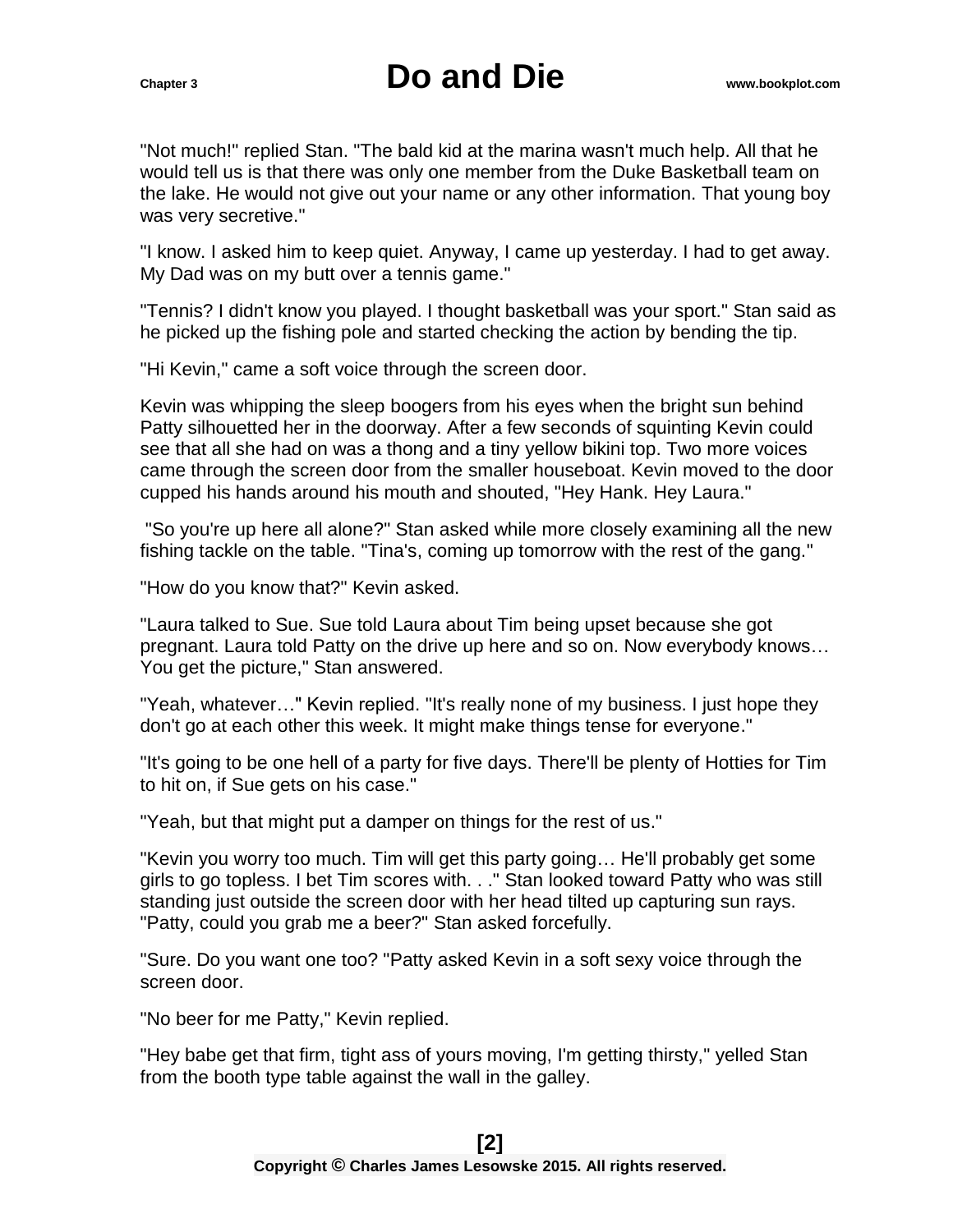"Not much!" replied Stan. "The bald kid at the marina wasn't much help. All that he would tell us is that there was only one member from the Duke Basketball team on the lake. He would not give out your name or any other information. That young boy was very secretive."

"I know. I asked him to keep quiet. Anyway, I came up yesterday. I had to get away. My Dad was on my butt over a tennis game."

"Tennis? I didn't know you played. I thought basketball was your sport." Stan said as he picked up the fishing pole and started checking the action by bending the tip.

"Hi Kevin," came a soft voice through the screen door.

Kevin was whipping the sleep boogers from his eyes when the bright sun behind Patty silhouetted her in the doorway. After a few seconds of squinting Kevin could see that all she had on was a thong and a tiny yellow bikini top. Two more voices came through the screen door from the smaller houseboat. Kevin moved to the door cupped his hands around his mouth and shouted, "Hey Hank. Hey Laura."

"So you're up here all alone?" Stan asked while more closely examining all the new fishing tackle on the table. "Tina's, coming up tomorrow with the rest of the gang."

"How do you know that?" Kevin asked.

"Laura talked to Sue. Sue told Laura about Tim being upset because she got pregnant. Laura told Patty on the drive up here and so on. Now everybody knows… You get the picture," Stan answered.

"Yeah, whatever…" Kevin replied. "It's really none of my business. I just hope they don't go at each other this week. It might make things tense for everyone."

"It's going to be one hell of a party for five days. There'll be plenty of Hotties for Tim to hit on, if Sue gets on his case."

"Yeah, but that might put a damper on things for the rest of us."

"Kevin you worry too much. Tim will get this party going… He'll probably get some girls to go topless. I bet Tim scores with. . ." Stan looked toward Patty who was still standing just outside the screen door with her head tilted up capturing sun rays. "Patty, could you grab me a beer?" Stan asked forcefully.

"Sure. Do you want one too? "Patty asked Kevin in a soft sexy voice through the screen door.

"No beer for me Patty," Kevin replied.

"Hey babe get that firm, tight ass of yours moving, I'm getting thirsty," yelled Stan from the booth type table against the wall in the galley.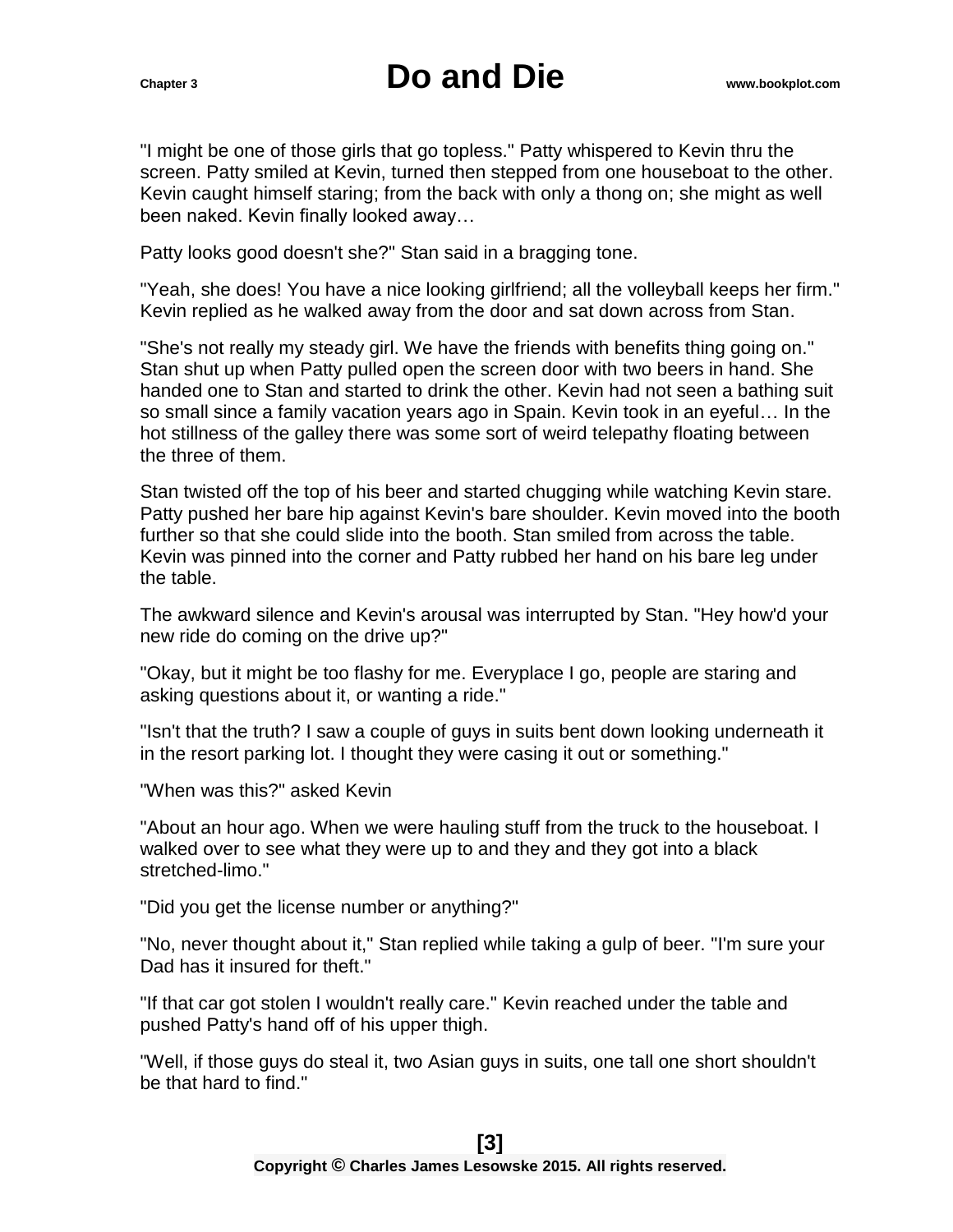"I might be one of those girls that go topless." Patty whispered to Kevin thru the screen. Patty smiled at Kevin, turned then stepped from one houseboat to the other. Kevin caught himself staring; from the back with only a thong on; she might as well been naked. Kevin finally looked away…

Patty looks good doesn't she?" Stan said in a bragging tone.

"Yeah, she does! You have a nice looking girlfriend; all the volleyball keeps her firm." Kevin replied as he walked away from the door and sat down across from Stan.

"She's not really my steady girl. We have the friends with benefits thing going on." Stan shut up when Patty pulled open the screen door with two beers in hand. She handed one to Stan and started to drink the other. Kevin had not seen a bathing suit so small since a family vacation years ago in Spain. Kevin took in an eyeful… In the hot stillness of the galley there was some sort of weird telepathy floating between the three of them.

Stan twisted off the top of his beer and started chugging while watching Kevin stare. Patty pushed her bare hip against Kevin's bare shoulder. Kevin moved into the booth further so that she could slide into the booth. Stan smiled from across the table. Kevin was pinned into the corner and Patty rubbed her hand on his bare leg under the table.

The awkward silence and Kevin's arousal was interrupted by Stan. "Hey how'd your new ride do coming on the drive up?"

"Okay, but it might be too flashy for me. Everyplace I go, people are staring and asking questions about it, or wanting a ride."

"Isn't that the truth? I saw a couple of guys in suits bent down looking underneath it in the resort parking lot. I thought they were casing it out or something."

"When was this?" asked Kevin

"About an hour ago. When we were hauling stuff from the truck to the houseboat. I walked over to see what they were up to and they and they got into a black stretched-limo."

"Did you get the license number or anything?"

"No, never thought about it," Stan replied while taking a gulp of beer. "I'm sure your Dad has it insured for theft."

"If that car got stolen I wouldn't really care." Kevin reached under the table and pushed Patty's hand off of his upper thigh.

"Well, if those guys do steal it, two Asian guys in suits, one tall one short shouldn't be that hard to find."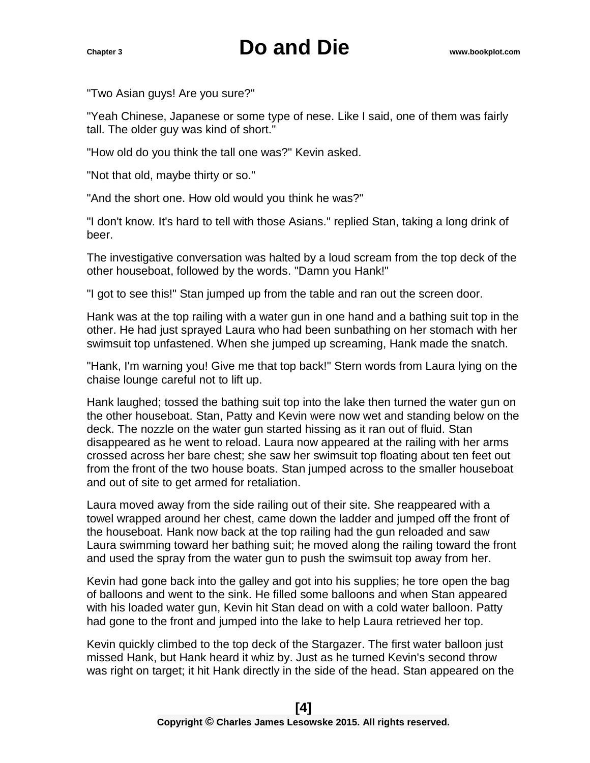"Two Asian guys! Are you sure?"

"Yeah Chinese, Japanese or some type of nese. Like I said, one of them was fairly tall. The older guy was kind of short."

"How old do you think the tall one was?" Kevin asked.

"Not that old, maybe thirty or so."

"And the short one. How old would you think he was?"

"I don't know. It's hard to tell with those Asians." replied Stan, taking a long drink of beer.

The investigative conversation was halted by a loud scream from the top deck of the other houseboat, followed by the words. "Damn you Hank!"

"I got to see this!" Stan jumped up from the table and ran out the screen door.

Hank was at the top railing with a water gun in one hand and a bathing suit top in the other. He had just sprayed Laura who had been sunbathing on her stomach with her swimsuit top unfastened. When she jumped up screaming, Hank made the snatch.

"Hank, I'm warning you! Give me that top back!" Stern words from Laura lying on the chaise lounge careful not to lift up.

Hank laughed; tossed the bathing suit top into the lake then turned the water gun on the other houseboat. Stan, Patty and Kevin were now wet and standing below on the deck. The nozzle on the water gun started hissing as it ran out of fluid. Stan disappeared as he went to reload. Laura now appeared at the railing with her arms crossed across her bare chest; she saw her swimsuit top floating about ten feet out from the front of the two house boats. Stan jumped across to the smaller houseboat and out of site to get armed for retaliation.

Laura moved away from the side railing out of their site. She reappeared with a towel wrapped around her chest, came down the ladder and jumped off the front of the houseboat. Hank now back at the top railing had the gun reloaded and saw Laura swimming toward her bathing suit; he moved along the railing toward the front and used the spray from the water gun to push the swimsuit top away from her.

Kevin had gone back into the galley and got into his supplies; he tore open the bag of balloons and went to the sink. He filled some balloons and when Stan appeared with his loaded water gun, Kevin hit Stan dead on with a cold water balloon. Patty had gone to the front and jumped into the lake to help Laura retrieved her top.

Kevin quickly climbed to the top deck of the Stargazer. The first water balloon just missed Hank, but Hank heard it whiz by. Just as he turned Kevin's second throw was right on target; it hit Hank directly in the side of the head. Stan appeared on the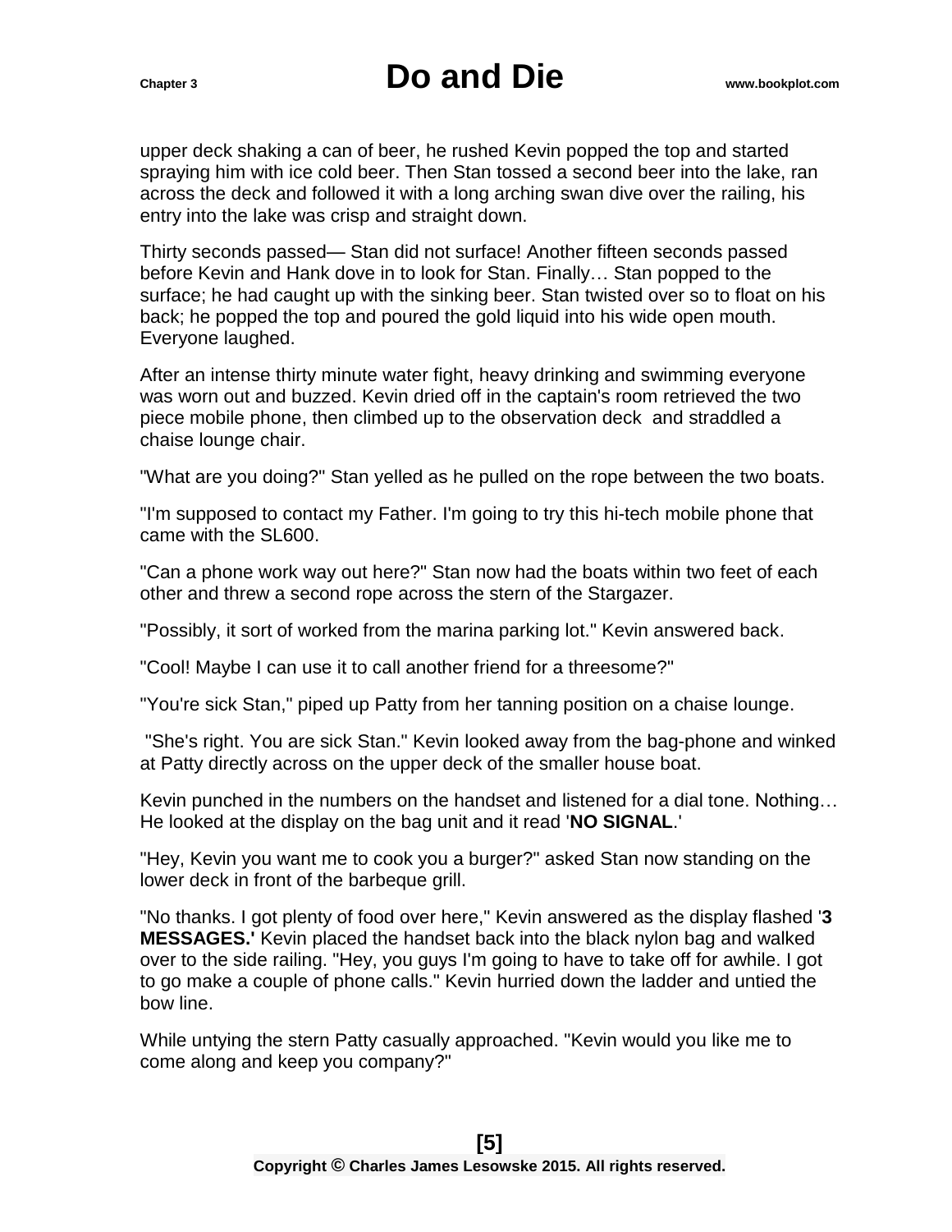upper deck shaking a can of beer, he rushed Kevin popped the top and started spraying him with ice cold beer. Then Stan tossed a second beer into the lake, ran across the deck and followed it with a long arching swan dive over the railing, his entry into the lake was crisp and straight down.

Thirty seconds passed— Stan did not surface! Another fifteen seconds passed before Kevin and Hank dove in to look for Stan. Finally… Stan popped to the surface; he had caught up with the sinking beer. Stan twisted over so to float on his back; he popped the top and poured the gold liquid into his wide open mouth. Everyone laughed.

After an intense thirty minute water fight, heavy drinking and swimming everyone was worn out and buzzed. Kevin dried off in the captain's room retrieved the two piece mobile phone, then climbed up to the observation deck and straddled a chaise lounge chair.

"What are you doing?" Stan yelled as he pulled on the rope between the two boats.

"I'm supposed to contact my Father. I'm going to try this hi-tech mobile phone that came with the SL600.

"Can a phone work way out here?" Stan now had the boats within two feet of each other and threw a second rope across the stern of the Stargazer.

"Possibly, it sort of worked from the marina parking lot." Kevin answered back.

"Cool! Maybe I can use it to call another friend for a threesome?"

"You're sick Stan," piped up Patty from her tanning position on a chaise lounge.

"She's right. You are sick Stan." Kevin looked away from the bag-phone and winked at Patty directly across on the upper deck of the smaller house boat.

Kevin punched in the numbers on the handset and listened for a dial tone. Nothing… He looked at the display on the bag unit and it read '**NO SIGNAL**.'

"Hey, Kevin you want me to cook you a burger?" asked Stan now standing on the lower deck in front of the barbeque grill.

"No thanks. I got plenty of food over here," Kevin answered as the display flashed '**3 MESSAGES.'** Kevin placed the handset back into the black nylon bag and walked over to the side railing. "Hey, you guys I'm going to have to take off for awhile. I got to go make a couple of phone calls." Kevin hurried down the ladder and untied the bow line.

While untying the stern Patty casually approached. "Kevin would you like me to come along and keep you company?"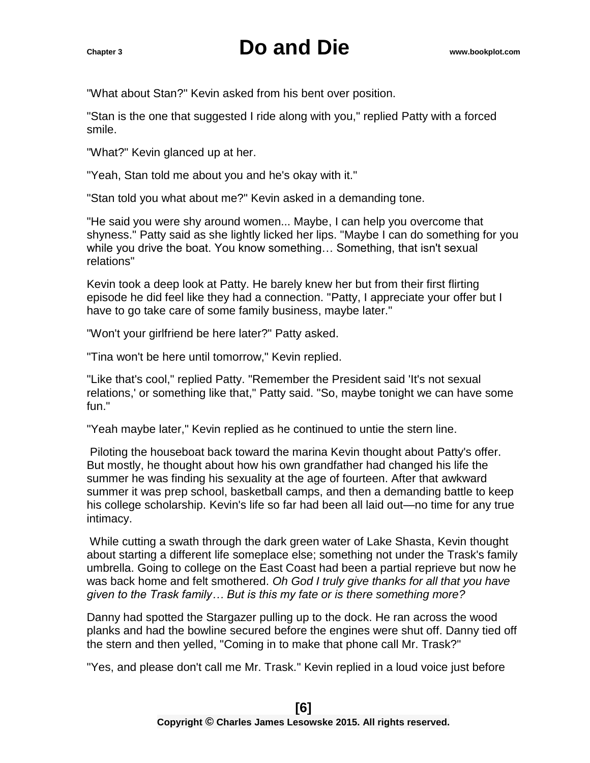"What about Stan?" Kevin asked from his bent over position.

"Stan is the one that suggested I ride along with you," replied Patty with a forced smile.

"What?" Kevin glanced up at her.

"Yeah, Stan told me about you and he's okay with it."

"Stan told you what about me?" Kevin asked in a demanding tone.

"He said you were shy around women... Maybe, I can help you overcome that shyness." Patty said as she lightly licked her lips. "Maybe I can do something for you while you drive the boat. You know something… Something, that isn't sexual relations"

Kevin took a deep look at Patty. He barely knew her but from their first flirting episode he did feel like they had a connection. "Patty, I appreciate your offer but I have to go take care of some family business, maybe later."

"Won't your girlfriend be here later?" Patty asked.

"Tina won't be here until tomorrow," Kevin replied.

"Like that's cool," replied Patty. "Remember the President said 'It's not sexual relations,' or something like that," Patty said. "So, maybe tonight we can have some fun."

"Yeah maybe later," Kevin replied as he continued to untie the stern line.

Piloting the houseboat back toward the marina Kevin thought about Patty's offer. But mostly, he thought about how his own grandfather had changed his life the summer he was finding his sexuality at the age of fourteen. After that awkward summer it was prep school, basketball camps, and then a demanding battle to keep his college scholarship. Kevin's life so far had been all laid out—no time for any true intimacy.

While cutting a swath through the dark green water of Lake Shasta, Kevin thought about starting a different life someplace else; something not under the Trask's family umbrella. Going to college on the East Coast had been a partial reprieve but now he was back home and felt smothered. *Oh God I truly give thanks for all that you have given to the Trask family… But is this my fate or is there something more?*

Danny had spotted the Stargazer pulling up to the dock. He ran across the wood planks and had the bowline secured before the engines were shut off. Danny tied off the stern and then yelled, "Coming in to make that phone call Mr. Trask?"

"Yes, and please don't call me Mr. Trask." Kevin replied in a loud voice just before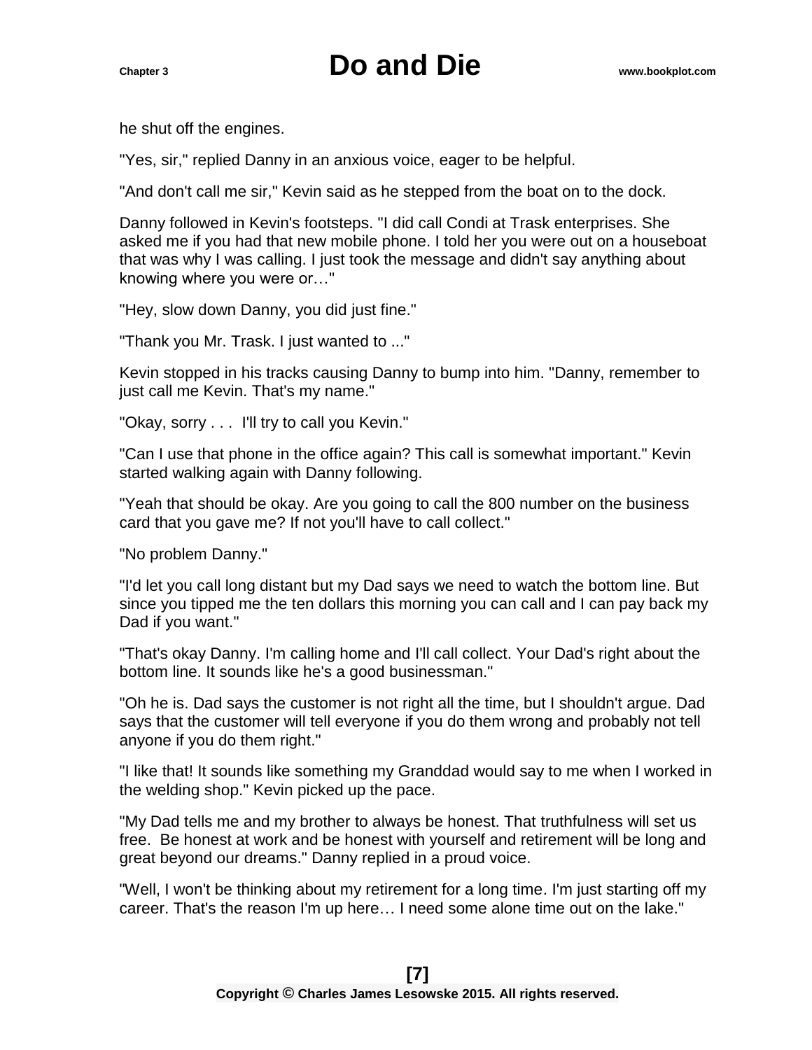he shut off the engines.

"Yes, sir," replied Danny in an anxious voice, eager to be helpful.

"And don't call me sir," Kevin said as he stepped from the boat on to the dock.

Danny followed in Kevin's footsteps. "I did call Condi at Trask enterprises. She asked me if you had that new mobile phone. I told her you were out on a houseboat that was why I was calling. I just took the message and didn't say anything about knowing where you were or…"

"Hey, slow down Danny, you did just fine."

"Thank you Mr. Trask. I just wanted to ..."

Kevin stopped in his tracks causing Danny to bump into him. "Danny, remember to just call me Kevin. That's my name."

"Okay, sorry . . .  I'll try to call you Kevin."

"Can I use that phone in the office again? This call is somewhat important." Kevin started walking again with Danny following.

"Yeah that should be okay. Are you going to call the 800 number on the business card that you gave me? If not you'll have to call collect."

"No problem Danny."

"I'd let you call long distant but my Dad says we need to watch the bottom line. But since you tipped me the ten dollars this morning you can call and I can pay back my Dad if you want."

"That's okay Danny. I'm calling home and I'll call collect. Your Dad's right about the bottom line. It sounds like he's a good businessman."

"Oh he is. Dad says the customer is not right all the time, but I shouldn't argue. Dad says that the customer will tell everyone if you do them wrong and probably not tell anyone if you do them right."

"I like that! It sounds like something my Granddad would say to me when I worked in the welding shop." Kevin picked up the pace.

"My Dad tells me and my brother to always be honest. That truthfulness will set us free.  Be honest at work and be honest with yourself and retirement will be long and great beyond our dreams." Danny replied in a proud voice.

"Well, I won't be thinking about my retirement for a long time. I'm just starting off my career. That's the reason I'm up here… I need some alone time out on the lake."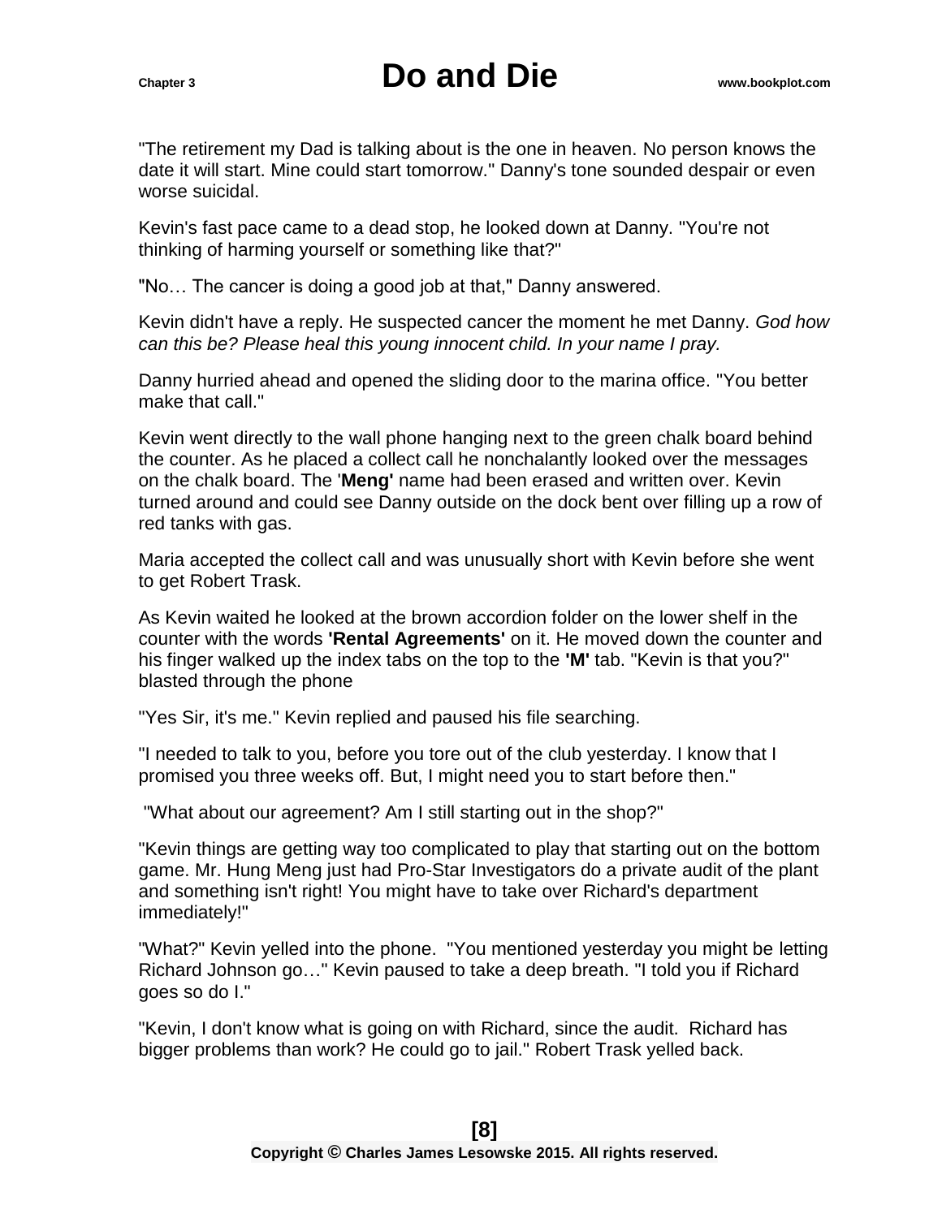"The retirement my Dad is talking about is the one in heaven. No person knows the date it will start. Mine could start tomorrow." Danny's tone sounded despair or even worse suicidal.

Kevin's fast pace came to a dead stop, he looked down at Danny. "You're not thinking of harming yourself or something like that?"

"No… The cancer is doing a good job at that," Danny answered.

Kevin didn't have a reply. He suspected cancer the moment he met Danny. *God how can this be? Please heal this young innocent child. In your name I pray.*

Danny hurried ahead and opened the sliding door to the marina office. "You better make that call."

Kevin went directly to the wall phone hanging next to the green chalk board behind the counter. As he placed a collect call he nonchalantly looked over the messages on the chalk board. The '**Meng'** name had been erased and written over. Kevin turned around and could see Danny outside on the dock bent over filling up a row of red tanks with gas.

Maria accepted the collect call and was unusually short with Kevin before she went to get Robert Trask.

As Kevin waited he looked at the brown accordion folder on the lower shelf in the counter with the words **'Rental Agreements'** on it. He moved down the counter and his finger walked up the index tabs on the top to the **'M'** tab. "Kevin is that you?" blasted through the phone

"Yes Sir, it's me." Kevin replied and paused his file searching.

"I needed to talk to you, before you tore out of the club yesterday. I know that I promised you three weeks off. But, I might need you to start before then."

"What about our agreement? Am I still starting out in the shop?"

"Kevin things are getting way too complicated to play that starting out on the bottom game. Mr. Hung Meng just had Pro-Star Investigators do a private audit of the plant and something isn't right! You might have to take over Richard's department immediately!"

"What?" Kevin yelled into the phone. "You mentioned yesterday you might be letting Richard Johnson go…" Kevin paused to take a deep breath. "I told you if Richard goes so do I."

"Kevin, I don't know what is going on with Richard, since the audit. Richard has bigger problems than work? He could go to jail." Robert Trask yelled back.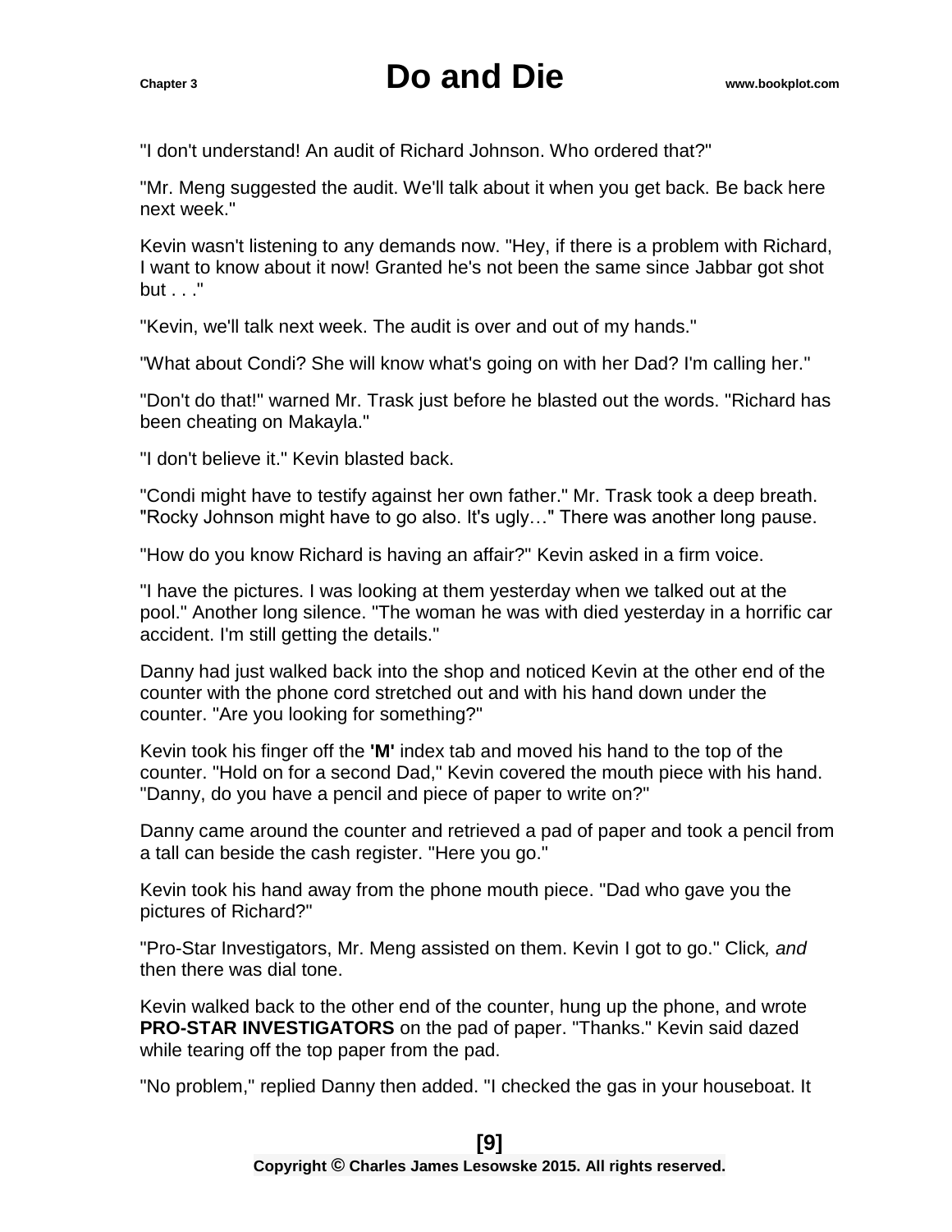"I don't understand! An audit of Richard Johnson. Who ordered that?"

"Mr. Meng suggested the audit. We'll talk about it when you get back. Be back here next week."

Kevin wasn't listening to any demands now. "Hey, if there is a problem with Richard, I want to know about it now! Granted he's not been the same since Jabbar got shot but . . ."

"Kevin, we'll talk next week. The audit is over and out of my hands."

"What about Condi? She will know what's going on with her Dad? I'm calling her."

"Don't do that!" warned Mr. Trask just before he blasted out the words. "Richard has been cheating on Makayla."

"I don't believe it." Kevin blasted back.

"Condi might have to testify against her own father." Mr. Trask took a deep breath. "Rocky Johnson might have to go also. It's ugly…" There was another long pause.

"How do you know Richard is having an affair?" Kevin asked in a firm voice.

"I have the pictures. I was looking at them yesterday when we talked out at the pool." Another long silence. "The woman he was with died yesterday in a horrific car accident. I'm still getting the details."

Danny had just walked back into the shop and noticed Kevin at the other end of the counter with the phone cord stretched out and with his hand down under the counter. "Are you looking for something?"

Kevin took his finger off the **'M'** index tab and moved his hand to the top of the counter. "Hold on for a second Dad," Kevin covered the mouth piece with his hand. "Danny, do you have a pencil and piece of paper to write on?"

Danny came around the counter and retrieved a pad of paper and took a pencil from a tall can beside the cash register. "Here you go."

Kevin took his hand away from the phone mouth piece. "Dad who gave you the pictures of Richard?"

"Pro-Star Investigators, Mr. Meng assisted on them. Kevin I got to go." Click*, and* then there was dial tone.

Kevin walked back to the other end of the counter, hung up the phone, and wrote **PRO-STAR INVESTIGATORS** on the pad of paper. "Thanks." Kevin said dazed while tearing off the top paper from the pad.

"No problem," replied Danny then added. "I checked the gas in your houseboat. It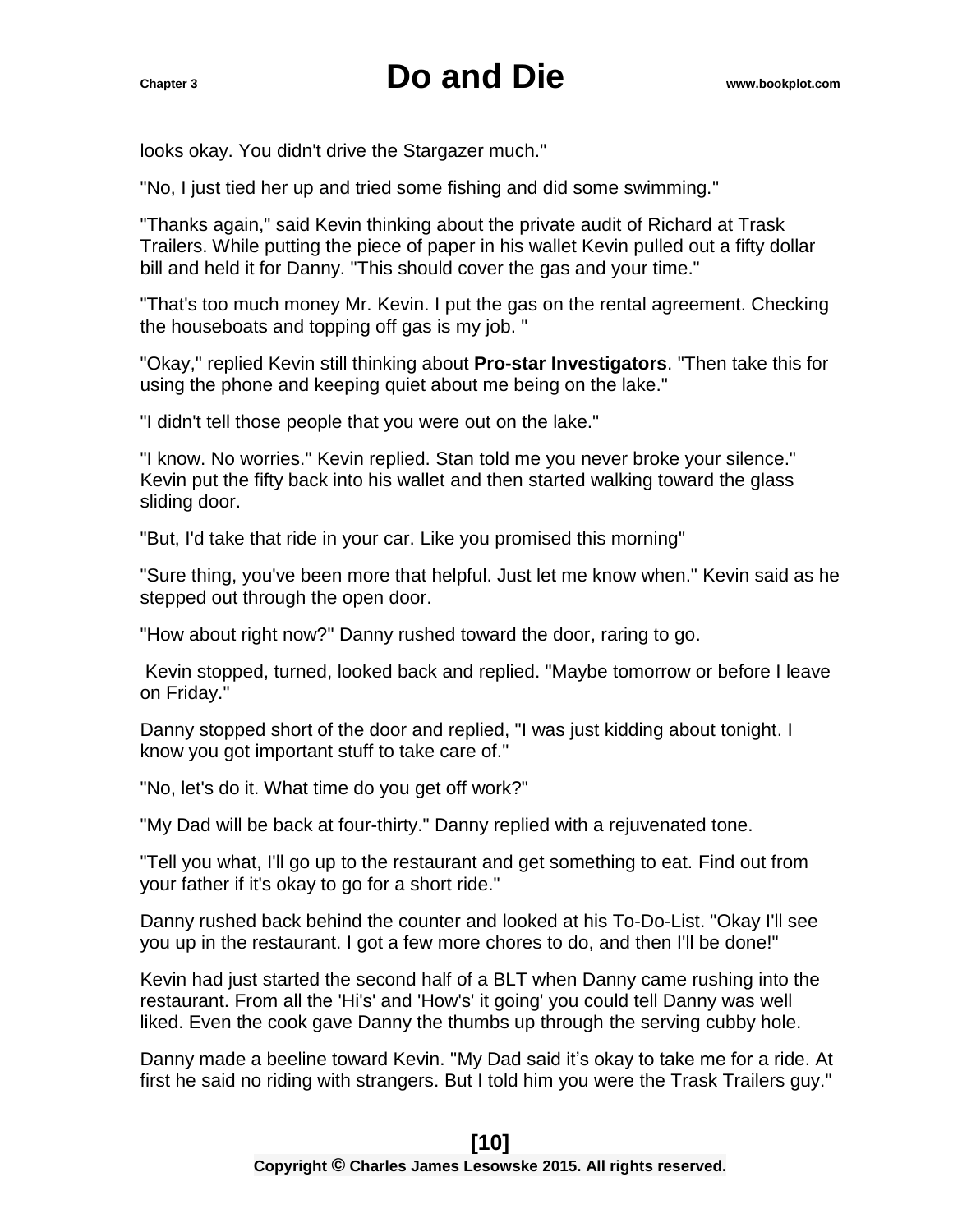looks okay. You didn't drive the Stargazer much."

"No, I just tied her up and tried some fishing and did some swimming."

"Thanks again," said Kevin thinking about the private audit of Richard at Trask Trailers. While putting the piece of paper in his wallet Kevin pulled out a fifty dollar bill and held it for Danny. "This should cover the gas and your time."

"That's too much money Mr. Kevin. I put the gas on the rental agreement. Checking the houseboats and topping off gas is my job. "

"Okay," replied Kevin still thinking about **Pro-star Investigators**. "Then take this for using the phone and keeping quiet about me being on the lake."

"I didn't tell those people that you were out on the lake."

"I know. No worries." Kevin replied. Stan told me you never broke your silence." Kevin put the fifty back into his wallet and then started walking toward the glass sliding door.

"But, I'd take that ride in your car. Like you promised this morning"

"Sure thing, you've been more that helpful. Just let me know when." Kevin said as he stepped out through the open door.

"How about right now?" Danny rushed toward the door, raring to go.

Kevin stopped, turned, looked back and replied. "Maybe tomorrow or before I leave on Friday."

Danny stopped short of the door and replied, "I was just kidding about tonight. I know you got important stuff to take care of."

"No, let's do it. What time do you get off work?"

"My Dad will be back at four-thirty." Danny replied with a rejuvenated tone.

"Tell you what, I'll go up to the restaurant and get something to eat. Find out from your father if it's okay to go for a short ride."

Danny rushed back behind the counter and looked at his To-Do-List. "Okay I'll see you up in the restaurant. I got a few more chores to do, and then I'll be done!"

Kevin had just started the second half of a BLT when Danny came rushing into the restaurant. From all the 'Hi's' and 'How's' it going' you could tell Danny was well liked. Even the cook gave Danny the thumbs up through the serving cubby hole.

Danny made a beeline toward Kevin. "My Dad said it's okay to take me for a ride. At first he said no riding with strangers. But I told him you were the Trask Trailers guy."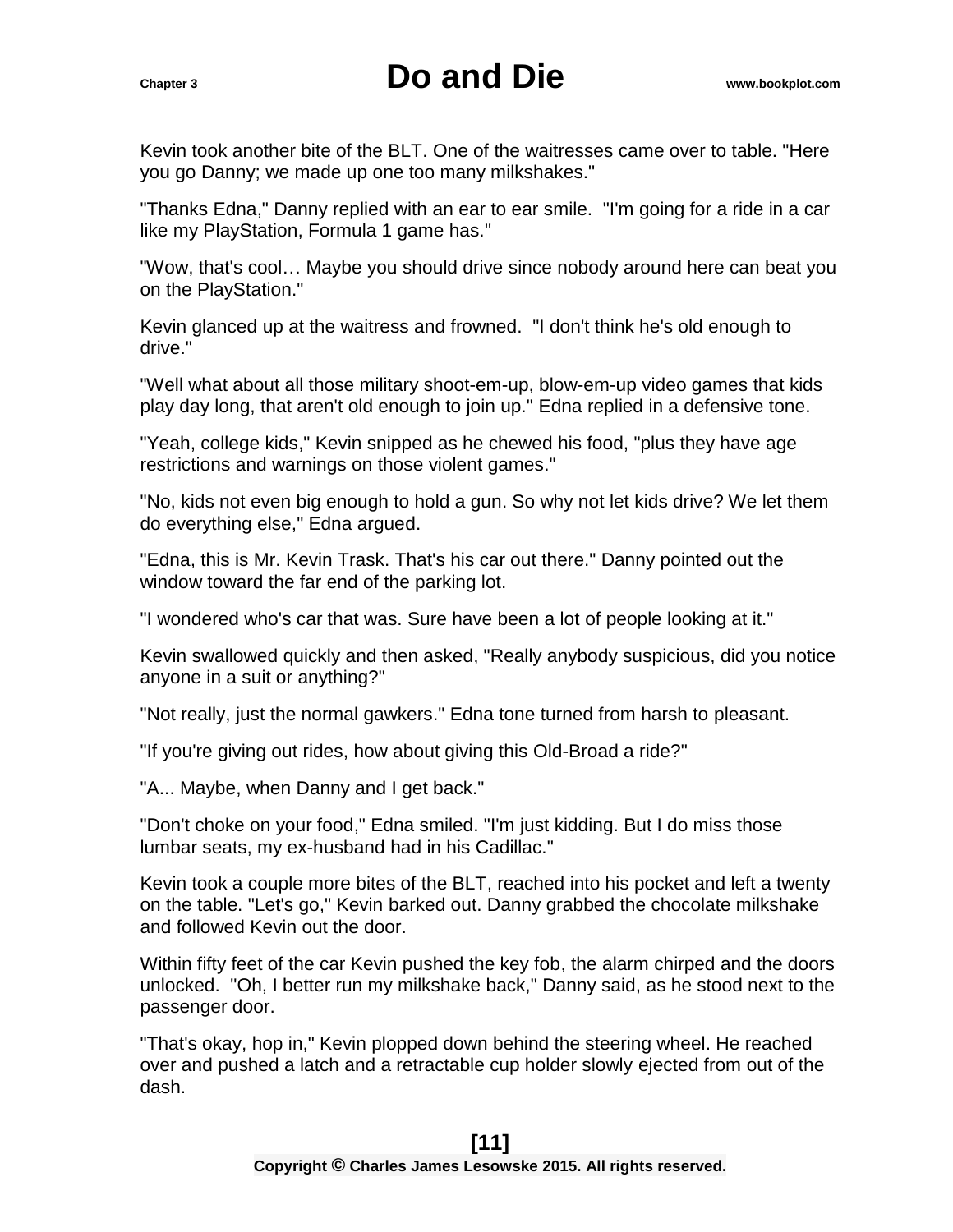Kevin took another bite of the BLT. One of the waitresses came over to table. "Here you go Danny; we made up one too many milkshakes."

"Thanks Edna," Danny replied with an ear to ear smile. "I'm going for a ride in a car like my PlayStation, Formula 1 game has."

"Wow, that's cool… Maybe you should drive since nobody around here can beat you on the PlayStation."

Kevin glanced up at the waitress and frowned. "I don't think he's old enough to drive."

"Well what about all those military shoot-em-up, blow-em-up video games that kids play day long, that aren't old enough to join up." Edna replied in a defensive tone.

"Yeah, college kids," Kevin snipped as he chewed his food, "plus they have age restrictions and warnings on those violent games."

"No, kids not even big enough to hold a gun. So why not let kids drive? We let them do everything else," Edna argued.

"Edna, this is Mr. Kevin Trask. That's his car out there." Danny pointed out the window toward the far end of the parking lot.

"I wondered who's car that was. Sure have been a lot of people looking at it."

Kevin swallowed quickly and then asked, "Really anybody suspicious, did you notice anyone in a suit or anything?"

"Not really, just the normal gawkers." Edna tone turned from harsh to pleasant.

"If you're giving out rides, how about giving this Old-Broad a ride?"

"A... Maybe, when Danny and I get back."

"Don't choke on your food," Edna smiled. "I'm just kidding. But I do miss those lumbar seats, my ex-husband had in his Cadillac."

Kevin took a couple more bites of the BLT, reached into his pocket and left a twenty on the table. "Let's go," Kevin barked out. Danny grabbed the chocolate milkshake and followed Kevin out the door.

Within fifty feet of the car Kevin pushed the key fob, the alarm chirped and the doors unlocked. "Oh, I better run my milkshake back," Danny said, as he stood next to the passenger door.

"That's okay, hop in," Kevin plopped down behind the steering wheel. He reached over and pushed a latch and a retractable cup holder slowly ejected from out of the dash.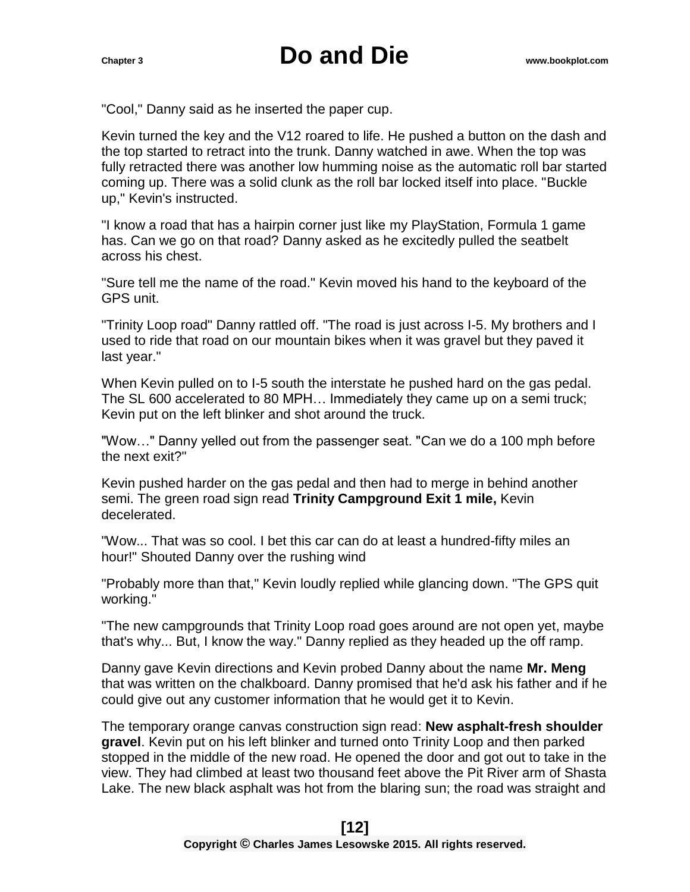"Cool," Danny said as he inserted the paper cup.

Kevin turned the key and the V12 roared to life. He pushed a button on the dash and the top started to retract into the trunk. Danny watched in awe. When the top was fully retracted there was another low humming noise as the automatic roll bar started coming up. There was a solid clunk as the roll bar locked itself into place. "Buckle up," Kevin's instructed.

"I know a road that has a hairpin corner just like my PlayStation, Formula 1 game has. Can we go on that road? Danny asked as he excitedly pulled the seatbelt across his chest.

"Sure tell me the name of the road." Kevin moved his hand to the keyboard of the GPS unit.

"Trinity Loop road" Danny rattled off. "The road is just across I-5. My brothers and I used to ride that road on our mountain bikes when it was gravel but they paved it last year."

When Kevin pulled on to I-5 south the interstate he pushed hard on the gas pedal. The SL 600 accelerated to 80 MPH… Immediately they came up on a semi truck; Kevin put on the left blinker and shot around the truck.

"Wow…" Danny yelled out from the passenger seat. "Can we do a 100 mph before the next exit?"

Kevin pushed harder on the gas pedal and then had to merge in behind another semi. The green road sign read **Trinity Campground Exit 1 mile,** Kevin decelerated.

"Wow... That was so cool. I bet this car can do at least a hundred-fifty miles an hour!" Shouted Danny over the rushing wind

"Probably more than that," Kevin loudly replied while glancing down. "The GPS quit working."

"The new campgrounds that Trinity Loop road goes around are not open yet, maybe that's why... But, I know the way." Danny replied as they headed up the off ramp.

Danny gave Kevin directions and Kevin probed Danny about the name **Mr. Meng** that was written on the chalkboard. Danny promised that he'd ask his father and if he could give out any customer information that he would get it to Kevin.

The temporary orange canvas construction sign read: **New asphalt-fresh shoulder gravel**. Kevin put on his left blinker and turned onto Trinity Loop and then parked stopped in the middle of the new road. He opened the door and got out to take in the view. They had climbed at least two thousand feet above the Pit River arm of Shasta Lake. The new black asphalt was hot from the blaring sun; the road was straight and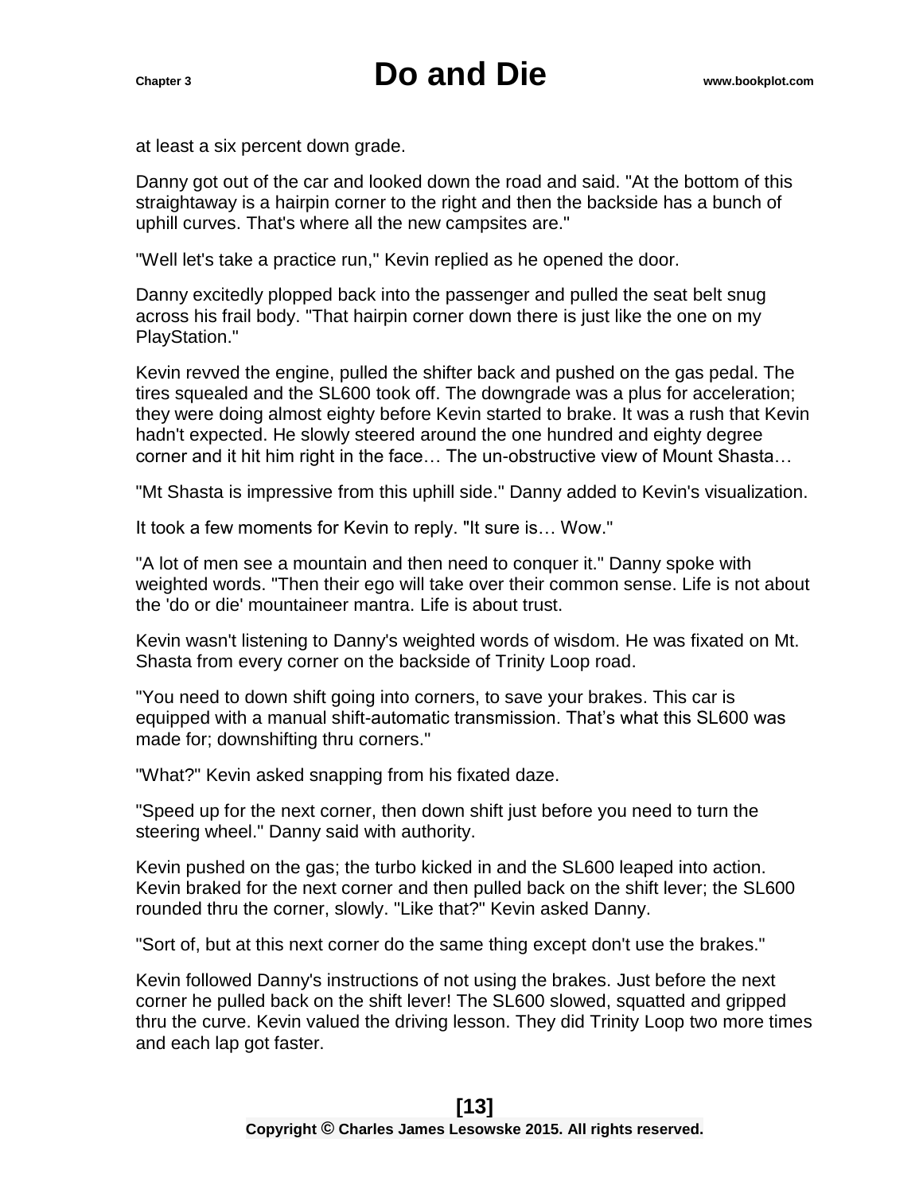at least a six percent down grade.

Danny got out of the car and looked down the road and said. "At the bottom of this straightaway is a hairpin corner to the right and then the backside has a bunch of uphill curves. That's where all the new campsites are."

"Well let's take a practice run," Kevin replied as he opened the door.

Danny excitedly plopped back into the passenger and pulled the seat belt snug across his frail body. "That hairpin corner down there is just like the one on my PlayStation."

Kevin revved the engine, pulled the shifter back and pushed on the gas pedal. The tires squealed and the SL600 took off. The downgrade was a plus for acceleration; they were doing almost eighty before Kevin started to brake. It was a rush that Kevin hadn't expected. He slowly steered around the one hundred and eighty degree corner and it hit him right in the face… The un-obstructive view of Mount Shasta…

"Mt Shasta is impressive from this uphill side." Danny added to Kevin's visualization.

It took a few moments for Kevin to reply. "It sure is… Wow."

"A lot of men see a mountain and then need to conquer it." Danny spoke with weighted words. "Then their ego will take over their common sense. Life is not about the 'do or die' mountaineer mantra. Life is about trust.

Kevin wasn't listening to Danny's weighted words of wisdom. He was fixated on Mt. Shasta from every corner on the backside of Trinity Loop road.

"You need to down shift going into corners, to save your brakes. This car is equipped with a manual shift-automatic transmission. That's what this SL600 was made for; downshifting thru corners."

"What?" Kevin asked snapping from his fixated daze.

"Speed up for the next corner, then down shift just before you need to turn the steering wheel." Danny said with authority.

Kevin pushed on the gas; the turbo kicked in and the SL600 leaped into action. Kevin braked for the next corner and then pulled back on the shift lever; the SL600 rounded thru the corner, slowly. "Like that?" Kevin asked Danny.

"Sort of, but at this next corner do the same thing except don't use the brakes."

Kevin followed Danny's instructions of not using the brakes. Just before the next corner he pulled back on the shift lever! The SL600 slowed, squatted and gripped thru the curve. Kevin valued the driving lesson. They did Trinity Loop two more times and each lap got faster.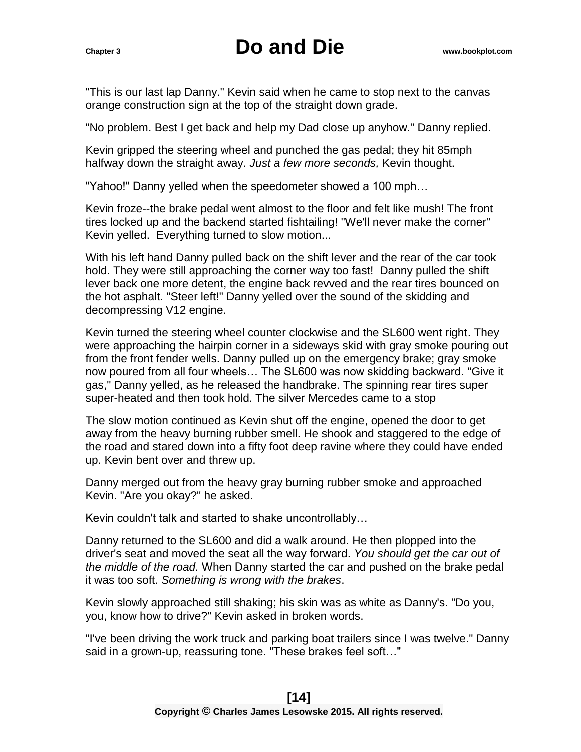"This is our last lap Danny." Kevin said when he came to stop next to the canvas orange construction sign at the top of the straight down grade.

"No problem. Best I get back and help my Dad close up anyhow." Danny replied.

Kevin gripped the steering wheel and punched the gas pedal; they hit 85mph halfway down the straight away. *Just a few more seconds,* Kevin thought.

"Yahoo!" Danny yelled when the speedometer showed a 100 mph…

Kevin froze--the brake pedal went almost to the floor and felt like mush! The front tires locked up and the backend started fishtailing! "We'll never make the corner" Kevin yelled. Everything turned to slow motion...

With his left hand Danny pulled back on the shift lever and the rear of the car took hold. They were still approaching the corner way too fast! Danny pulled the shift lever back one more detent, the engine back revved and the rear tires bounced on the hot asphalt. "Steer left!" Danny yelled over the sound of the skidding and decompressing V12 engine.

Kevin turned the steering wheel counter clockwise and the SL600 went right. They were approaching the hairpin corner in a sideways skid with gray smoke pouring out from the front fender wells. Danny pulled up on the emergency brake; gray smoke now poured from all four wheels… The SL600 was now skidding backward. "Give it gas," Danny yelled, as he released the handbrake. The spinning rear tires super super-heated and then took hold. The silver Mercedes came to a stop

The slow motion continued as Kevin shut off the engine, opened the door to get away from the heavy burning rubber smell. He shook and staggered to the edge of the road and stared down into a fifty foot deep ravine where they could have ended up. Kevin bent over and threw up.

Danny merged out from the heavy gray burning rubber smoke and approached Kevin. "Are you okay?" he asked.

Kevin couldn't talk and started to shake uncontrollably…

Danny returned to the SL600 and did a walk around. He then plopped into the driver's seat and moved the seat all the way forward. *You should get the car out of the middle of the road.* When Danny started the car and pushed on the brake pedal it was too soft. *Something is wrong with the brakes*.

Kevin slowly approached still shaking; his skin was as white as Danny's. "Do you, you, know how to drive?" Kevin asked in broken words.

"I've been driving the work truck and parking boat trailers since I was twelve." Danny said in a grown-up, reassuring tone. "These brakes feel soft…"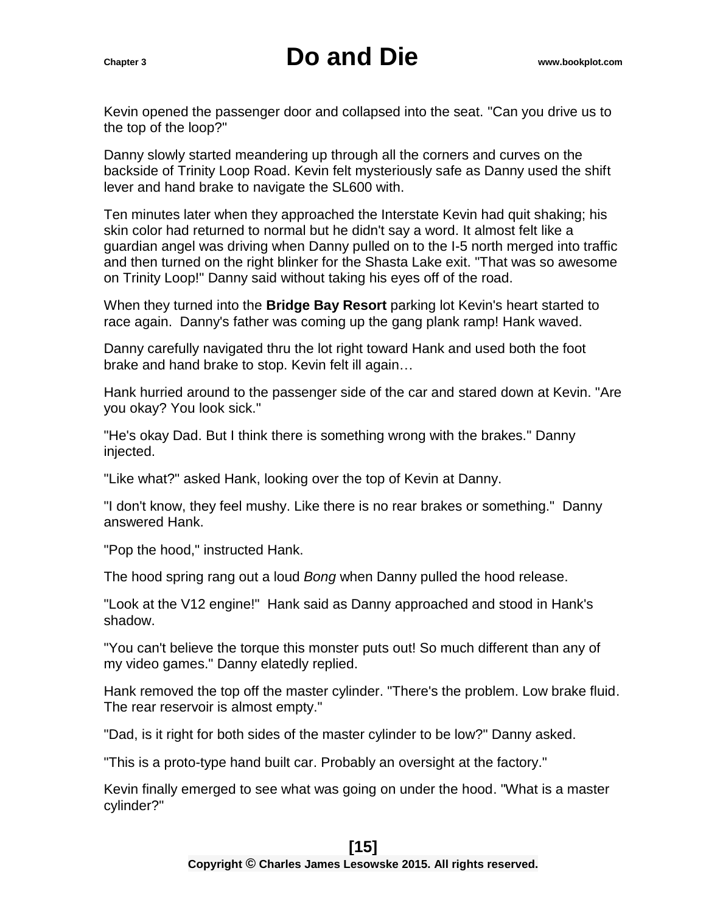Kevin opened the passenger door and collapsed into the seat. "Can you drive us to the top of the loop?"

Danny slowly started meandering up through all the corners and curves on the backside of Trinity Loop Road. Kevin felt mysteriously safe as Danny used the shift lever and hand brake to navigate the SL600 with.

Ten minutes later when they approached the Interstate Kevin had quit shaking; his skin color had returned to normal but he didn't say a word. It almost felt like a guardian angel was driving when Danny pulled on to the I-5 north merged into traffic and then turned on the right blinker for the Shasta Lake exit. "That was so awesome on Trinity Loop!" Danny said without taking his eyes off of the road.

When they turned into the **Bridge Bay Resort** parking lot Kevin's heart started to race again. Danny's father was coming up the gang plank ramp! Hank waved.

Danny carefully navigated thru the lot right toward Hank and used both the foot brake and hand brake to stop. Kevin felt ill again…

Hank hurried around to the passenger side of the car and stared down at Kevin. "Are you okay? You look sick."

"He's okay Dad. But I think there is something wrong with the brakes." Danny injected.

"Like what?" asked Hank, looking over the top of Kevin at Danny.

"I don't know, they feel mushy. Like there is no rear brakes or something." Danny answered Hank.

"Pop the hood," instructed Hank.

The hood spring rang out a loud *Bong* when Danny pulled the hood release.

"Look at the V12 engine!" Hank said as Danny approached and stood in Hank's shadow.

"You can't believe the torque this monster puts out! So much different than any of my video games." Danny elatedly replied.

Hank removed the top off the master cylinder. "There's the problem. Low brake fluid. The rear reservoir is almost empty."

"Dad, is it right for both sides of the master cylinder to be low?" Danny asked.

"This is a proto-type hand built car. Probably an oversight at the factory."

Kevin finally emerged to see what was going on under the hood. "What is a master cylinder?"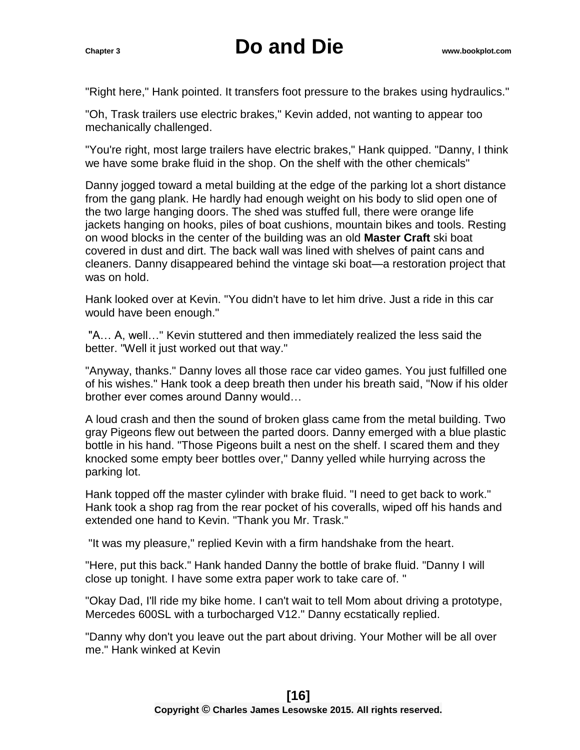"Right here," Hank pointed. It transfers foot pressure to the brakes using hydraulics."

"Oh, Trask trailers use electric brakes," Kevin added, not wanting to appear too mechanically challenged.

"You're right, most large trailers have electric brakes," Hank quipped. "Danny, I think we have some brake fluid in the shop. On the shelf with the other chemicals"

Danny jogged toward a metal building at the edge of the parking lot a short distance from the gang plank. He hardly had enough weight on his body to slid open one of the two large hanging doors. The shed was stuffed full, there were orange life jackets hanging on hooks, piles of boat cushions, mountain bikes and tools. Resting on wood blocks in the center of the building was an old **Master Craft** ski boat covered in dust and dirt. The back wall was lined with shelves of paint cans and cleaners. Danny disappeared behind the vintage ski boat—a restoration project that was on hold.

Hank looked over at Kevin. "You didn't have to let him drive. Just a ride in this car would have been enough."

"A… A, well…" Kevin stuttered and then immediately realized the less said the better. "Well it just worked out that way."

"Anyway, thanks." Danny loves all those race car video games. You just fulfilled one of his wishes." Hank took a deep breath then under his breath said, "Now if his older brother ever comes around Danny would…

A loud crash and then the sound of broken glass came from the metal building. Two gray Pigeons flew out between the parted doors. Danny emerged with a blue plastic bottle in his hand. "Those Pigeons built a nest on the shelf. I scared them and they knocked some empty beer bottles over," Danny yelled while hurrying across the parking lot.

Hank topped off the master cylinder with brake fluid. "I need to get back to work." Hank took a shop rag from the rear pocket of his coveralls, wiped off his hands and extended one hand to Kevin. "Thank you Mr. Trask."

"It was my pleasure," replied Kevin with a firm handshake from the heart.

"Here, put this back." Hank handed Danny the bottle of brake fluid. "Danny I will close up tonight. I have some extra paper work to take care of. "

"Okay Dad, I'll ride my bike home. I can't wait to tell Mom about driving a prototype, Mercedes 600SL with a turbocharged V12." Danny ecstatically replied.

"Danny why don't you leave out the part about driving. Your Mother will be all over me." Hank winked at Kevin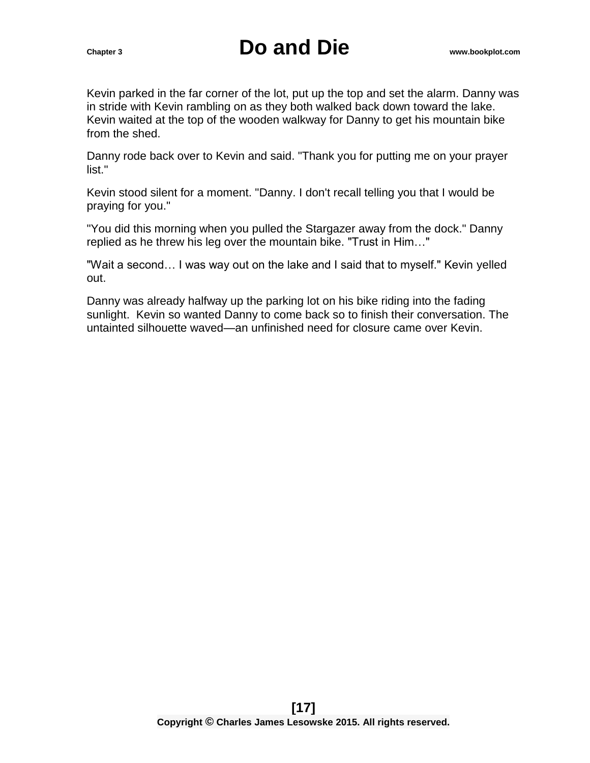Kevin parked in the far corner of the lot, put up the top and set the alarm. Danny was in stride with Kevin rambling on as they both walked back down toward the lake. Kevin waited at the top of the wooden walkway for Danny to get his mountain bike from the shed.

Danny rode back over to Kevin and said. "Thank you for putting me on your prayer list."

Kevin stood silent for a moment. "Danny. I don't recall telling you that I would be praying for you."

"You did this morning when you pulled the Stargazer away from the dock." Danny replied as he threw his leg over the mountain bike. "Trust in Him…"

"Wait a second… I was way out on the lake and I said that to myself." Kevin yelled out.

Danny was already halfway up the parking lot on his bike riding into the fading sunlight. Kevin so wanted Danny to come back so to finish their conversation. The untainted silhouette waved—an unfinished need for closure came over Kevin.